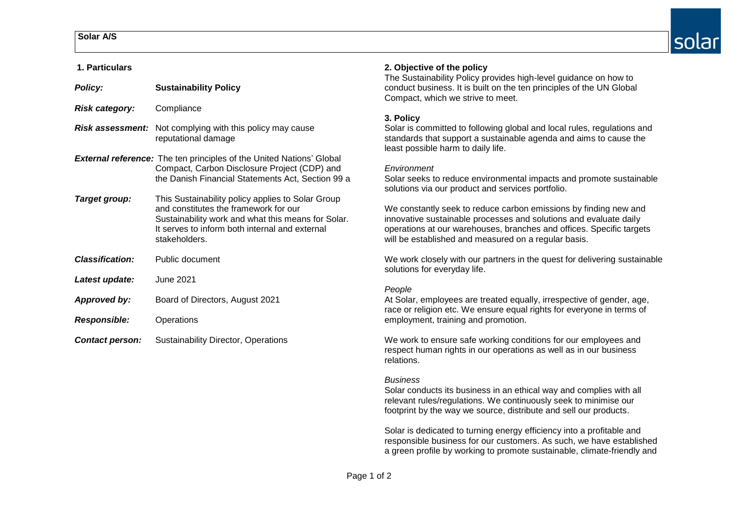**Solar A/S**

## 1. Particulars

| | |
|---|---|
| ***Policy:*** | **Sustainability Policy** |
| ***Risk category:*** | Compliance |
| ***Risk assessment:*** | Not complying with this policy may cause reputational damage |
| ***External reference:*** | The ten principles of the United Nations' Global Compact, Carbon Disclosure Project (CDP) and the Danish Financial Statements Act, Section 99 a |
| ***Target group:*** | This Sustainability policy applies to Solar Group and constitutes the framework for our Sustainability work and what this means for Solar. It serves to inform both internal and external stakeholders. |
| ***Classification:*** | Public document |
| ***Latest update:*** | June 2021 |
| ***Approved by:*** | Board of Directors, August 2021 |
| ***Responsible:*** | Operations |
| ***Contact person:*** | Sustainability Director, Operations |

## 2. Objective of the policy

The Sustainability Policy provides high-level guidance on how to conduct business. It is built on the ten principles of the UN Global Compact, which we strive to meet.

## 3. Policy

Solar is committed to following global and local rules, regulations and standards that support a sustainable agenda and aims to cause the least possible harm to daily life.

*Environment*

Solar seeks to reduce environmental impacts and promote sustainable solutions via our product and services portfolio.

We constantly seek to reduce carbon emissions by finding new and innovative sustainable processes and solutions and evaluate daily operations at our warehouses, branches and offices. Specific targets will be established and measured on a regular basis.

We work closely with our partners in the quest for delivering sustainable solutions for everyday life.

*People*

At Solar, employees are treated equally, irrespective of gender, age, race or religion etc. We ensure equal rights for everyone in terms of employment, training and promotion.

We work to ensure safe working conditions for our employees and respect human rights in our operations as well as in our business relations.

*Business*

Solar conducts its business in an ethical way and complies with all relevant rules/regulations. We continuously seek to minimise our footprint by the way we source, distribute and sell our products.

Solar is dedicated to turning energy efficiency into a profitable and responsible business for our customers. As such, we have established a green profile by working to promote sustainable, climate-friendly and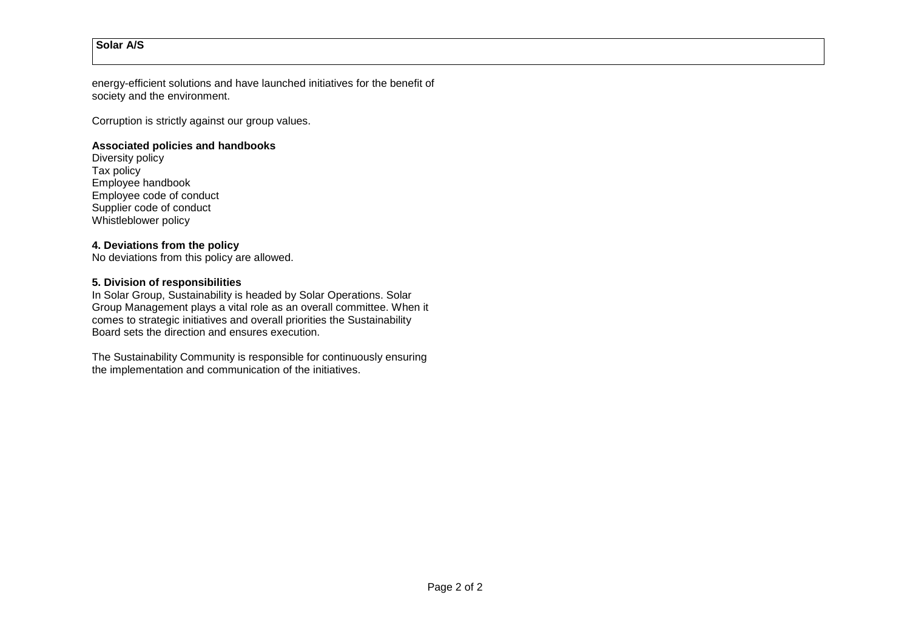energy-efficient solutions and have launched initiatives for the benefit of society and the environment.

Corruption is strictly against our group values.

**Associated policies and handbooks**

Diversity policy
Tax policy
Employee handbook
Employee code of conduct
Supplier code of conduct
Whistleblower policy

**4. Deviations from the policy**

No deviations from this policy are allowed.

**5. Division of responsibilities**

In Solar Group, Sustainability is headed by Solar Operations. Solar Group Management plays a vital role as an overall committee. When it comes to strategic initiatives and overall priorities the Sustainability Board sets the direction and ensures execution.

The Sustainability Community is responsible for continuously ensuring the implementation and communication of the initiatives.